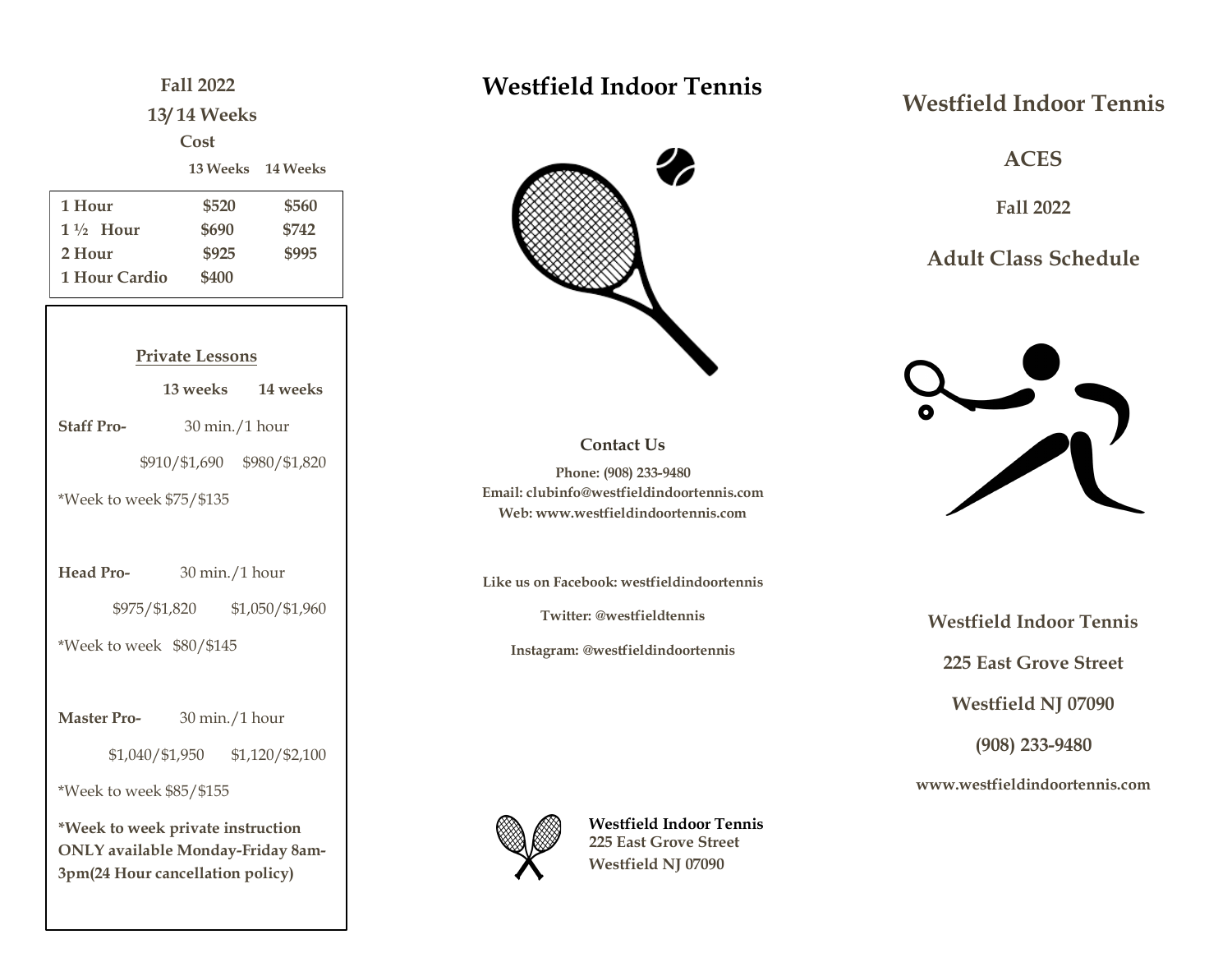## Fall 2022

## 13/ 14 Weeks

### Cost

| | 13 Weeks | 14 Weeks |
|---|---|---|
| 1 Hour | $520 | $560 |
| 1 ½ Hour | $690 | $742 |
| 2 Hour | $925 | $995 |
| 1 Hour Cardio | $400 | |

### Private Lessons

| | 13 weeks | 14 weeks |
|---|---|---|
| **Staff Pro-** 30 min./1 hour | $910/$1,690 | $980/$1,820 |
| **Head Pro-** 30 min./1 hour | $975/$1,820 | $1,050/$1,960 |
| **Master Pro-** 30 min./1 hour | $1,040/$1,950 | $1,120/$2,100 |

**Staff Pro-** *Week to week $75/$135

**Head Pro-** *Week to week $80/$145

**Master Pro-** *Week to week $85/$155

**\*Week to week private instruction ONLY available Monday-Friday 8am-3pm(24 Hour cancellation policy)**

# Westfield Indoor Tennis

### Contact Us

**Phone: (908) 233-9480**
**Email: clubinfo@westfieldindoortennis.com**
**Web: www.westfieldindoortennis.com**

**Like us on Facebook: westfieldindoortennis**

**Twitter: @westfieldtennis**

**Instagram: @westfieldindoortennis**

**Westfield Indoor Tennis**
**225 East Grove Street**
**Westfield NJ 07090**

# Westfield Indoor Tennis

## ACES

### Fall 2022

## Adult Class Schedule

**Westfield Indoor Tennis**

**225 East Grove Street**

**Westfield NJ 07090**

**(908) 233-9480**

**www.westfieldindoortennis.com**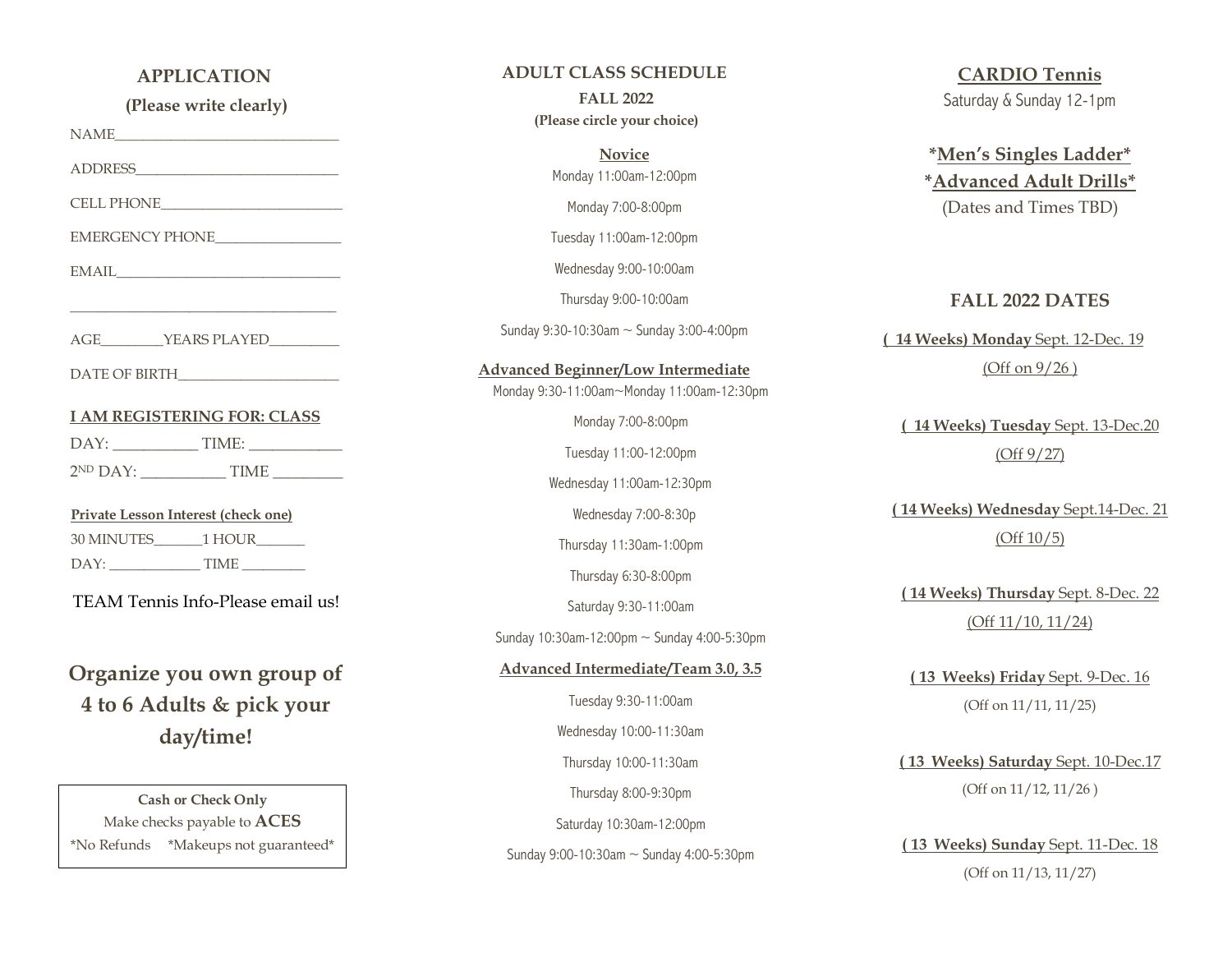## APPLICATION

**(Please write clearly)**

NAME______________________________

ADDRESS___________________________

CELL PHONE_________________________

EMERGENCY PHONE_________________

EMAIL______________________________

___________________________________

AGE________YEARS PLAYED_________

DATE OF BIRTH______________________

**I AM REGISTERING FOR: CLASS**

DAY: ___________ TIME: ____________

2ND DAY: ___________ TIME _________

**Private Lesson Interest (check one)**

30 MINUTES_______1 HOUR_______

DAY: _____________ TIME _________

TEAM Tennis Info-Please email us!

**Organize you own group of 4 to 6 Adults & pick your day/time!**

**Cash or Check Only**
Make checks payable to **ACES**
*No Refunds *Makeups not guaranteed*

## ADULT CLASS SCHEDULE

**FALL 2022**

**(Please circle your choice)**

**Novice**

Monday 11:00am-12:00pm

Monday 7:00-8:00pm

Tuesday 11:00am-12:00pm

Wednesday 9:00-10:00am

Thursday 9:00-10:00am

Sunday 9:30-10:30am ~ Sunday 3:00-4:00pm

**Advanced Beginner/Low Intermediate**

Monday 9:30-11:00am~Monday 11:00am-12:30pm

Monday 7:00-8:00pm

Tuesday 11:00-12:00pm

Wednesday 11:00am-12:30pm

Wednesday 7:00-8:30p

Thursday 11:30am-1:00pm

Thursday 6:30-8:00pm

Saturday 9:30-11:00am

Sunday 10:30am-12:00pm ~ Sunday 4:00-5:30pm

**Advanced Intermediate/Team 3.0, 3.5**

Tuesday 9:30-11:00am

Wednesday 10:00-11:30am

Thursday 10:00-11:30am

Thursday 8:00-9:30pm

Saturday 10:30am-12:00pm

Sunday 9:00-10:30am ~ Sunday 4:00-5:30pm

## CARDIO Tennis

Saturday & Sunday 12-1pm

***Men's Singles Ladder***

***Advanced Adult Drills***

(Dates and Times TBD)

## FALL 2022 DATES

**( 14 Weeks) Monday** Sept. 12-Dec. 19
(Off on 9/26 )

**( 14 Weeks) Tuesday** Sept. 13-Dec.20
(Off 9/27)

**( 14 Weeks) Wednesday** Sept.14-Dec. 21
(Off 10/5)

**( 14 Weeks) Thursday** Sept. 8-Dec. 22
(Off 11/10, 11/24)

**( 13 Weeks) Friday** Sept. 9-Dec. 16
(Off on 11/11, 11/25)

**( 13 Weeks) Saturday** Sept. 10-Dec.17
(Off on 11/12, 11/26 )

**( 13 Weeks) Sunday** Sept. 11-Dec. 18
(Off on 11/13, 11/27)